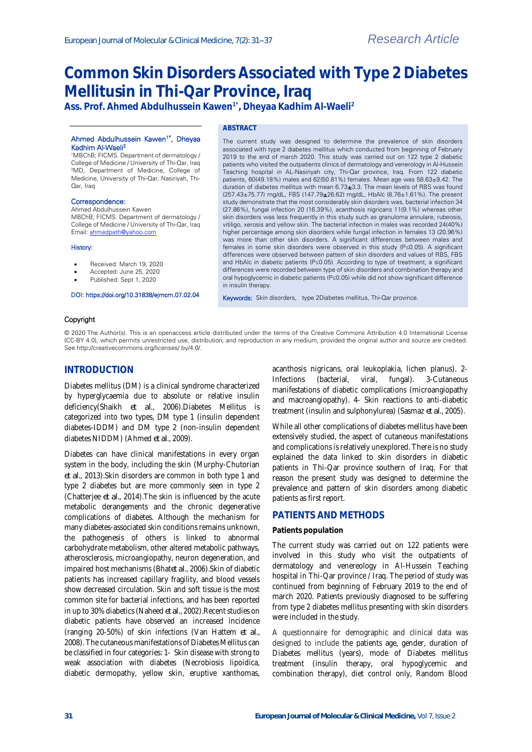Research Article

# Common Skin Disorders Associated with Type 2 Diabetes Mellitusin in Thi-Qar Province, Iraq

**Ass. Prof. Ahmed Abdulhussein Kawen[1*], Dheyaa Kadhim Al-Waeli[2]**

Ahmed Abdulhussein Kawen[1*], Dheyaa Kadhim Al-Waeli[2]

[1]MBChB; FICMS. Department of dermatology / College of Medicine / University of Thi-Qar, Iraq
[2]MD, Department of Medicine, College of Medicine, University of Thi-Qar, Nasiriyah, Thi-Qar, Iraq

**Correspondence:**
Ahmed Abdulhussein Kawen
MBChB; FICMS. Department of dermatology / College of Medicine / University of Thi-Qar, Iraq
Email: ahmedpath@yahoo.com

**History:**

- Received: March 19, 2020
- Accepted: June 25, 2020
- Published: Sept 1, 2020

DOI: https://doi.org/10.31838/ejmcm.07.02.04

## ABSTRACT

The current study was designed to determine the prevalence of skin disorders associated with type 2 diabetes mellitus which conducted from beginning of February 2019 to the end of march 2020. This study was carried out on 122 type 2 diabetic patients who visited the outpatients clinics of dermatology and venerology in Al-Hussein Teaching hospital in AL-Nasiriyah city, Thi-Qar province, Iraq. From 122 diabetic patients, 60(49.18%) males and 62(50.81%) females. Mean age was 58.63±9.42. The duration of diabetes mellitus with mean 6.73±3.3. The mean levels of RBS was found (257.43±75.77) mg/dL, FBS (147.79±26.62) mg/dL, HbAlc (8.76±1.61%). The present study demonstrate that the most considerably skin disorders was, bacterial infection 34 (27.86%), fungal infection 20 (16.39%), acanthosis nigricans 11(9.1%) whereas other skin disorders was less frequently in this study such as granuloma annulare, rubeosis, vitiligo, xerosis and yellow skin. The bacterial infection in males was recorded 24(40%) higher percentage among skin disorders while fungal infection in females 13 (20.96%) was more than other skin disorders. A significant differences between males and females in some skin disorders were observed in this study ($P \le 0.05$). A significant differences were observed between pattern of skin disorders and values of RBS, FBS and HbAlc in diabetic patients ($P \le 0.05$). According to type of treatment, a significant differences were recorded between type of skin disorders and combination therapy and oral hypoglycemic in diabetic patients ($P \le 0.05$) while did not show significant difference in insulin therapy.

**Keywords:** Skin disorders, type 2Diabetes mellitus, Thi-Qar province.

**Copyright**

© 2020 The Author(s). This is an openaccess article distributed under the terms of the Creative Commons Attribution 4.0 International License (CC-BY 4.0), which permits unrestricted use, distribution, and reproduction in any medium, provided the original author and source are credited. See http://creativecommons.org/licenses/ by/4.0/.

## INTRODUCTION

Diabetes mellitus (DM) is a clinical syndrome characterized by hyperglycaemia due to absolute or relative insulin deficiency(Shaikh *et al.*, 2006).Diabetes Mellitus is categorized into two types, DM type 1 (insulin dependent diabetes-IDDM) and DM type 2 (non-insulin dependent diabetes NIDDM) (Ahmed *et al.*, 2009).

Diabetes can have clinical manifestations in every organ system in the body, including the skin (Murphy-Chutorian *et al.*, 2013).Skin disorders are common in both type 1 and type 2 diabetes but are more commonly seen in type 2 (Chatterjee *et al.*, 2014).The skin is influenced by the acute metabolic derangements and the chronic degenerative complications of diabetes. Although the mechanism for many diabetes-associated skin conditions remains unknown, the pathogenesis of others is linked to abnormal carbohydrate metabolism, other altered metabolic pathways, atherosclerosis, microangiopathy, neuron degeneration, and impaired host mechanisms (Bhat*et al.*, 2006).Skin of diabetic patients has increased capillary fragility, and blood vessels show decreased circulation. Skin and soft tissue is the most common site for bacterial infections, and has been reported in up to 30% diabetics (Naheed *et al.*, 2002).Recent studies on diabetic patients have observed an increased incidence (ranging 20-50%) of skin infections (Van Hattem *et al.*, 2008). The cutaneous manifestations of Diabetes Mellitus can be classified in four categories: 1- Skin disease with strong to weak association with diabetes (Necrobiosis lipoidica, diabetic dermopathy, yellow skin, eruptive xanthomas, acanthosis nigricans, oral leukoplakia, lichen planus). 2- Infections (bacterial, viral, fungal). 3-Cutaneous manifestations of diabetic complications (microangiopathy and macroangiopathy). 4- Skin reactions to anti-diabetic treatment (insulin and sulphonylurea) (Sasmaz *et al.*, 2005).

While all other complications of diabetes mellitus have been extensively studied, the aspect of cutaneous manifestations and complications is relatively unexplored. There is no study explained the data linked to skin disorders in diabetic patients in Thi-Qar province southern of Iraq. For that reason the present study was designed to determine the prevalence and pattern of skin disorders among diabetic patients as first report.

## PATIENTS AND METHODS

### Patients population

The current study was carried out on 122 patients were involved in this study who visit the outpatients of dermatology and venereology in Al-Hussein Teaching hospital in Thi-Qar province / Iraq. The period of study was continued from beginning of February 2019 to the end of march 2020. Patients previously diagnosed to be suffering from type 2 diabetes mellitus presenting with skin disorders were included in the study.

A questionnaire for demographic and clinical data was designed to include the patients age, gender, duration of Diabetes mellitus (years), mode of Diabetes mellitus treatment (insulin therapy, oral hypoglycemic and combination therapy), diet control only, Random Blood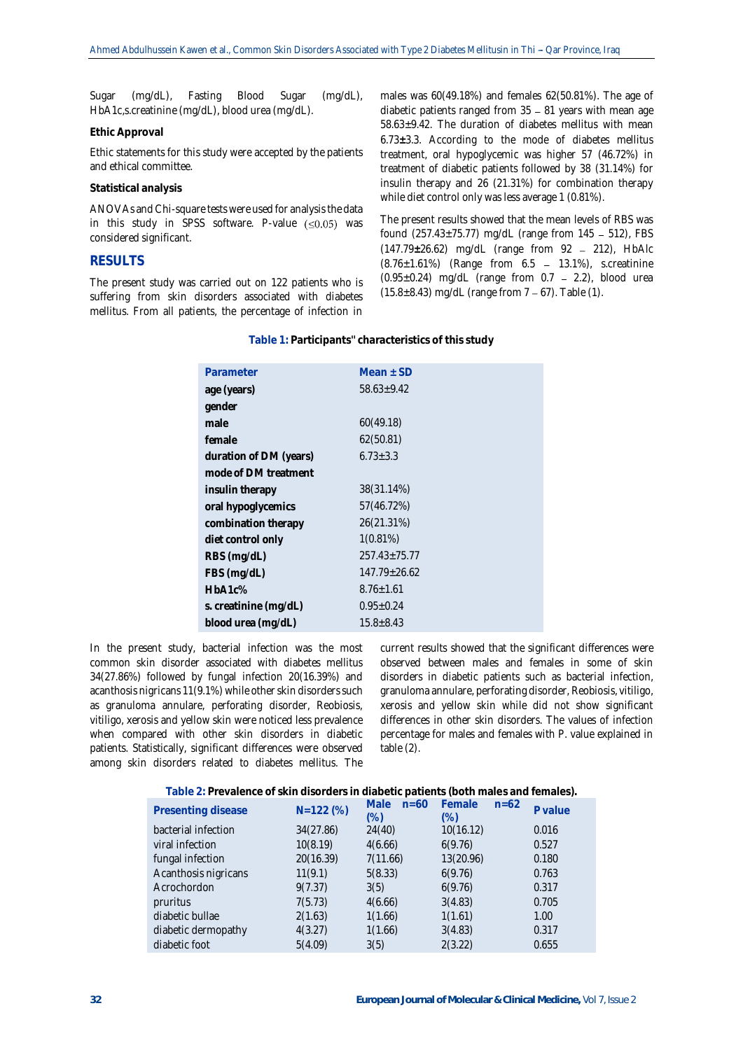Sugar (mg/dL), Fasting Blood Sugar (mg/dL), HbA1c,s.creatinine (mg/dL), blood urea (mg/dL).

**Ethic Approval**

Ethic statements for this study were accepted by the patients and ethical committee.

**Statistical analysis**

ANOVAs and Chi-square tests were used for analysis the data in this study in SPSS software. P-value $(\leq 0.05)$ was considered significant.

## RESULTS

The present study was carried out on 122 patients who is suffering from skin disorders associated with diabetes mellitus. From all patients, the percentage of infection in males was 60(49.18%) and females 62(50.81%). The age of diabetic patients ranged from 35 – 81 years with mean age 58.63±9.42. The duration of diabetes mellitus with mean 6.73±3.3. According to the mode of diabetes mellitus treatment, oral hypoglycemic was higher 57 (46.72%) in treatment of diabetic patients followed by 38 (31.14%) for insulin therapy and 26 (21.31%) for combination therapy while diet control only was less average 1 (0.81%).

The present results showed that the mean levels of RBS was found (257.43±75.77) mg/dL (range from 145 – 512), FBS (147.79±26.62) mg/dL (range from 92 – 212), HbAlc (8.76±1.61%) (Range from 6.5 – 13.1%), s.creatinine (0.95±0.24) mg/dL (range from 0.7 – 2.2), blood urea (15.8±8.43) mg/dL (range from 7 – 67). Table (1).

**Table 1: Participants" characteristics of this study**

| Parameter | Mean ± SD |
|---|---|
| age (years) | 58.63±9.42 |
| gender | |
| male | 60(49.18) |
| female | 62(50.81) |
| duration of DM (years) | 6.73±3.3 |
| mode of DM treatment | |
| insulin therapy | 38(31.14%) |
| oral hypoglycemics | 57(46.72%) |
| combination therapy | 26(21.31%) |
| diet control only | 1(0.81%) |
| RBS (mg/dL) | 257.43±75.77 |
| FBS (mg/dL) | 147.79±26.62 |
| HbA1c% | 8.76±1.61 |
| s. creatinine (mg/dL) | 0.95±0.24 |
| blood urea (mg/dL) | 15.8±8.43 |

In the present study, bacterial infection was the most common skin disorder associated with diabetes mellitus 34(27.86%) followed by fungal infection 20(16.39%) and acanthosis nigricans 11(9.1%) while other skin disorders such as granuloma annulare, perforating disorder, Reobiosis, vitiligo, xerosis and yellow skin were noticed less prevalence when compared with other skin disorders in diabetic patients. Statistically, significant differences were observed among skin disorders related to diabetes mellitus. The current results showed that the significant differences were observed between males and females in some of skin disorders in diabetic patients such as bacterial infection, granuloma annulare, perforating disorder, Reobiosis, vitiligo, xerosis and yellow skin while did not show significant differences in other skin disorders. The values of infection percentage for males and females with P. value explained in table (2).

**Table 2: Prevalence of skin disorders in diabetic patients (both males and females).**

| Presenting disease | N=122 (%) | Male n=60 (%) | Female n=62 (%) | P value |
|---|---|---|---|---|
| bacterial infection | 34(27.86) | 24(40) | 10(16.12) | 0.016 |
| viral infection | 10(8.19) | 4(6.66) | 6(9.76) | 0.527 |
| fungal infection | 20(16.39) | 7(11.66) | 13(20.96) | 0.180 |
| Acanthosis nigricans | 11(9.1) | 5(8.33) | 6(9.76) | 0.763 |
| Acrochordon | 9(7.37) | 3(5) | 6(9.76) | 0.317 |
| pruritus | 7(5.73) | 4(6.66) | 3(4.83) | 0.705 |
| diabetic bullae | 2(1.63) | 1(1.66) | 1(1.61) | 1.00 |
| diabetic dermopathy | 4(3.27) | 1(1.66) | 3(4.83) | 0.317 |
| diabetic foot | 5(4.09) | 3(5) | 2(3.22) | 0.655 |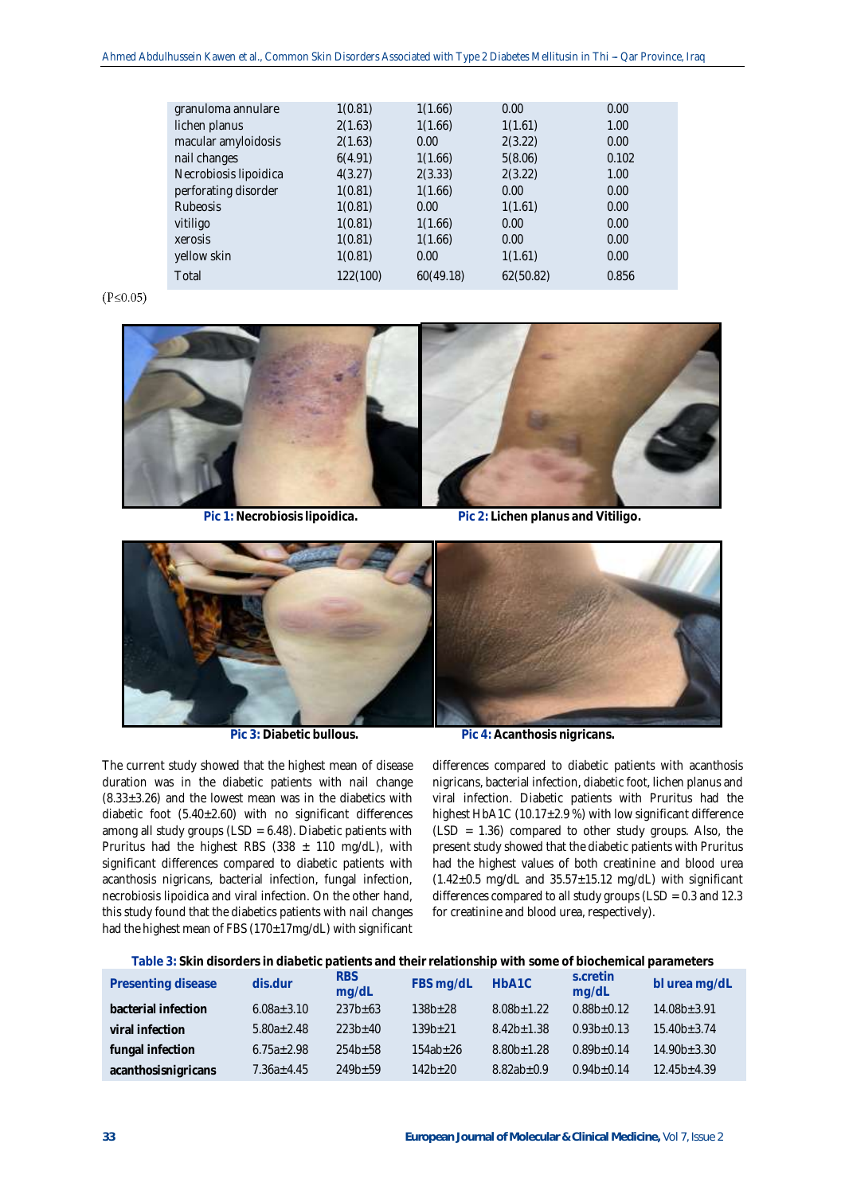| granuloma annulare | 1(0.81) | 1(1.66) | 0.00 | 0.00 |
|---|---|---|---|---|
| lichen planus | 2(1.63) | 1(1.66) | 1(1.61) | 1.00 |
| macular amyloidosis | 2(1.63) | 0.00 | 2(3.22) | 0.00 |
| nail changes | 6(4.91) | 1(1.66) | 5(8.06) | 0.102 |
| Necrobiosis lipoidica | 4(3.27) | 2(3.33) | 2(3.22) | 1.00 |
| perforating disorder | 1(0.81) | 1(1.66) | 0.00 | 0.00 |
| Rubeosis | 1(0.81) | 0.00 | 1(1.61) | 0.00 |
| vitiligo | 1(0.81) | 1(1.66) | 0.00 | 0.00 |
| xerosis | 1(0.81) | 1(1.66) | 0.00 | 0.00 |
| yellow skin | 1(0.81) | 0.00 | 1(1.61) | 0.00 |
| Total | 122(100) | 60(49.18) | 62(50.82) | 0.856 |

($P \leq 0.05$)

**Pic 1:** Necrobiosis lipoidica.

**Pic 2:** Lichen planus and Vitiligo.

**Pic 3:** Diabetic bullous.

**Pic 4:** Acanthosis nigricans.

The current study showed that the highest mean of disease duration was in the diabetic patients with nail change (8.33±3.26) and the lowest mean was in the diabetics with diabetic foot (5.40±2.60) with no significant differences among all study groups (LSD = 6.48). Diabetic patients with Pruritus had the highest RBS (338 ± 110 mg/dL), with significant differences compared to diabetic patients with acanthosis nigricans, bacterial infection, fungal infection, necrobiosis lipoidica and viral infection. On the other hand, this study found that the diabetics patients with nail changes had the highest mean of FBS (170±17mg/dL) with significant differences compared to diabetic patients with acanthosis nigricans, bacterial infection, diabetic foot, lichen planus and viral infection. Diabetic patients with Pruritus had the highest HbA1C (10.17±2.9 %) with low significant difference (LSD = 1.36) compared to other study groups. Also, the present study showed that the diabetic patients with Pruritus had the highest values of both creatinine and blood urea (1.42±0.5 mg/dL and 35.57±15.12 mg/dL) with significant differences compared to all study groups (LSD = 0.3 and 12.3 for creatinine and blood urea, respectively).

**Table 3:** Skin disorders in diabetic patients and their relationship with some of biochemical parameters

| Presenting disease | dis.dur | RBS mg/dL | FBS mg/dL | HbA1C | s.cretin mg/dL | bl urea mg/dL |
|---|---|---|---|---|---|---|
| **bacterial infection** | 6.08a±3.10 | 237b±63 | 138b±28 | 8.08b±1.22 | 0.88b±0.12 | 14.08b±3.91 |
| **viral infection** | 5.80a±2.48 | 223b±40 | 139b±21 | 8.42b±1.38 | 0.93b±0.13 | 15.40b±3.74 |
| **fungal infection** | 6.75a±2.98 | 254b±58 | 154ab±26 | 8.80b±1.28 | 0.89b±0.14 | 14.90b±3.30 |
| **acanthosisnigricans** | 7.36a±4.45 | 249b±59 | 142b±20 | 8.82ab±0.9 | 0.94b±0.14 | 12.45b±4.39 |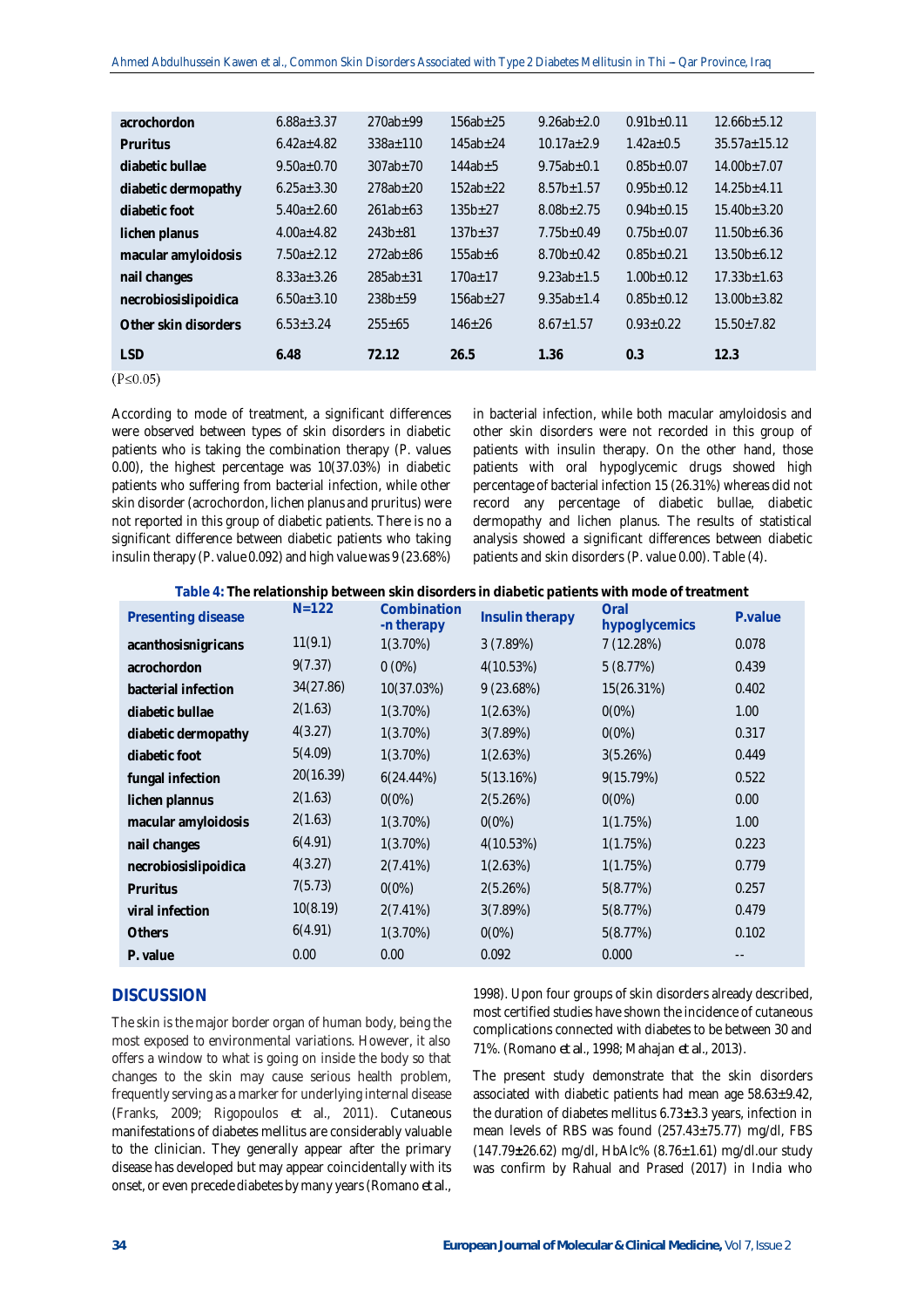| | | | | | | |
|---|---|---|---|---|---|---|
| **acrochordon** | 6.88a±3.37 | 270ab±99 | 156ab±25 | 9.26ab±2.0 | 0.91b±0.11 | 12.66b±5.12 |
| **Pruritus** | 6.42a±4.82 | 338a±110 | 145ab±24 | 10.17a±2.9 | 1.42a±0.5 | 35.57a±15.12 |
| **diabetic bullae** | 9.50a±0.70 | 307ab±70 | 144ab±5 | 9.75ab±0.1 | 0.85b±0.07 | 14.00b±7.07 |
| **diabetic dermopathy** | 6.25a±3.30 | 278ab±20 | 152ab±22 | 8.57b±1.57 | 0.95b±0.12 | 14.25b±4.11 |
| **diabetic foot** | 5.40a±2.60 | 261ab±63 | 135b±27 | 8.08b±2.75 | 0.94b±0.15 | 15.40b±3.20 |
| **lichen planus** | 4.00a±4.82 | 243b±81 | 137b±37 | 7.75b±0.49 | 0.75b±0.07 | 11.50b±6.36 |
| **macular amyloidosis** | 7.50a±2.12 | 272ab±86 | 155ab±6 | 8.70b±0.42 | 0.85b±0.21 | 13.50b±6.12 |
| **nail changes** | 8.33a±3.26 | 285ab±31 | 170a±17 | 9.23ab±1.5 | 1.00b±0.12 | 17.33b±1.63 |
| **necrobiosislipoidica** | 6.50a±3.10 | 238b±59 | 156ab±27 | 9.35ab±1.4 | 0.85b±0.12 | 13.00b±3.82 |
| **Other skin disorders** | 6.53±3.24 | 255±65 | 146±26 | 8.67±1.57 | 0.93±0.22 | 15.50±7.82 |
| **LSD** | **6.48** | **72.12** | **26.5** | **1.36** | **0.3** | **12.3** |

($P \leq 0.05$)

According to mode of treatment, a significant differences were observed between types of skin disorders in diabetic patients who is taking the combination therapy (P. values 0.00), the highest percentage was 10(37.03%) in diabetic patients who suffering from bacterial infection, while other skin disorder (acrochordon, lichen planus and pruritus) were not reported in this group of diabetic patients. There is no a significant difference between diabetic patients who taking insulin therapy (P. value 0.092) and high value was 9 (23.68%) in bacterial infection, while both macular amyloidosis and other skin disorders were not recorded in this group of patients with insulin therapy. On the other hand, those patients with oral hypoglycemic drugs showed high percentage of bacterial infection 15 (26.31%) whereas did not record any percentage of diabetic bullae, diabetic dermopathy and lichen planus. The results of statistical analysis showed a significant differences between diabetic patients and skin disorders (P. value 0.00). Table (4).

**Table 4: The relationship between skin disorders in diabetic patients with mode of treatment**

| Presenting disease | N=122 | Combination -n therapy | Insulin therapy | Oral hypoglycemics | P.value |
|---|---|---|---|---|---|
| **acanthosisnigricans** | 11(9.1) | 1(3.70%) | 3 (7.89%) | 7 (12.28%) | 0.078 |
| **acrochordon** | 9(7.37) | 0 (0%) | 4(10.53%) | 5 (8.77%) | 0.439 |
| **bacterial infection** | 34(27.86) | 10(37.03%) | 9 (23.68%) | 15(26.31%) | 0.402 |
| **diabetic bullae** | 2(1.63) | 1(3.70%) | 1(2.63%) | 0(0%) | 1.00 |
| **diabetic dermopathy** | 4(3.27) | 1(3.70%) | 3(7.89%) | 0(0%) | 0.317 |
| **diabetic foot** | 5(4.09) | 1(3.70%) | 1(2.63%) | 3(5.26%) | 0.449 |
| **fungal infection** | 20(16.39) | 6(24.44%) | 5(13.16%) | 9(15.79%) | 0.522 |
| **lichen plannus** | 2(1.63) | 0(0%) | 2(5.26%) | 0(0%) | 0.00 |
| **macular amyloidosis** | 2(1.63) | 1(3.70%) | 0(0%) | 1(1.75%) | 1.00 |
| **nail changes** | 6(4.91) | 1(3.70%) | 4(10.53%) | 1(1.75%) | 0.223 |
| **necrobiosislipoidica** | 4(3.27) | 2(7.41%) | 1(2.63%) | 1(1.75%) | 0.779 |
| **Pruritus** | 7(5.73) | 0(0%) | 2(5.26%) | 5(8.77%) | 0.257 |
| **viral infection** | 10(8.19) | 2(7.41%) | 3(7.89%) | 5(8.77%) | 0.479 |
| **Others** | 6(4.91) | 1(3.70%) | 0(0%) | 5(8.77%) | 0.102 |
| **P. value** | 0.00 | 0.00 | 0.092 | 0.000 | -- |

## DISCUSSION

The skin is the major border organ of human body, being the most exposed to environmental variations. However, it also offers a window to what is going on inside the body so that changes to the skin may cause serious health problem, frequently serving as a marker for underlying internal disease (Franks, 2009; Rigopoulos *et al.*, 2011). Cutaneous manifestations of diabetes mellitus are considerably valuable to the clinician. They generally appear after the primary disease has developed but may appear coincidentally with its onset, or even precede diabetes by many years (Romano *et al.*, 1998). Upon four groups of skin disorders already described, most certified studies have shown the incidence of cutaneous complications connected with diabetes to be between 30 and 71%. (Romano *et al.*, 1998; Mahajan *et al.*, 2013).

The present study demonstrate that the skin disorders associated with diabetic patients had mean age 58.63±9.42, the duration of diabetes mellitus 6.73±3.3 years, infection in mean levels of RBS was found (257.43±75.77) mg/dl, FBS (147.79±26.62) mg/dl, HbAlc% (8.76±1.61) mg/dl.our study was confirm by Rahual and Prased (2017) in India who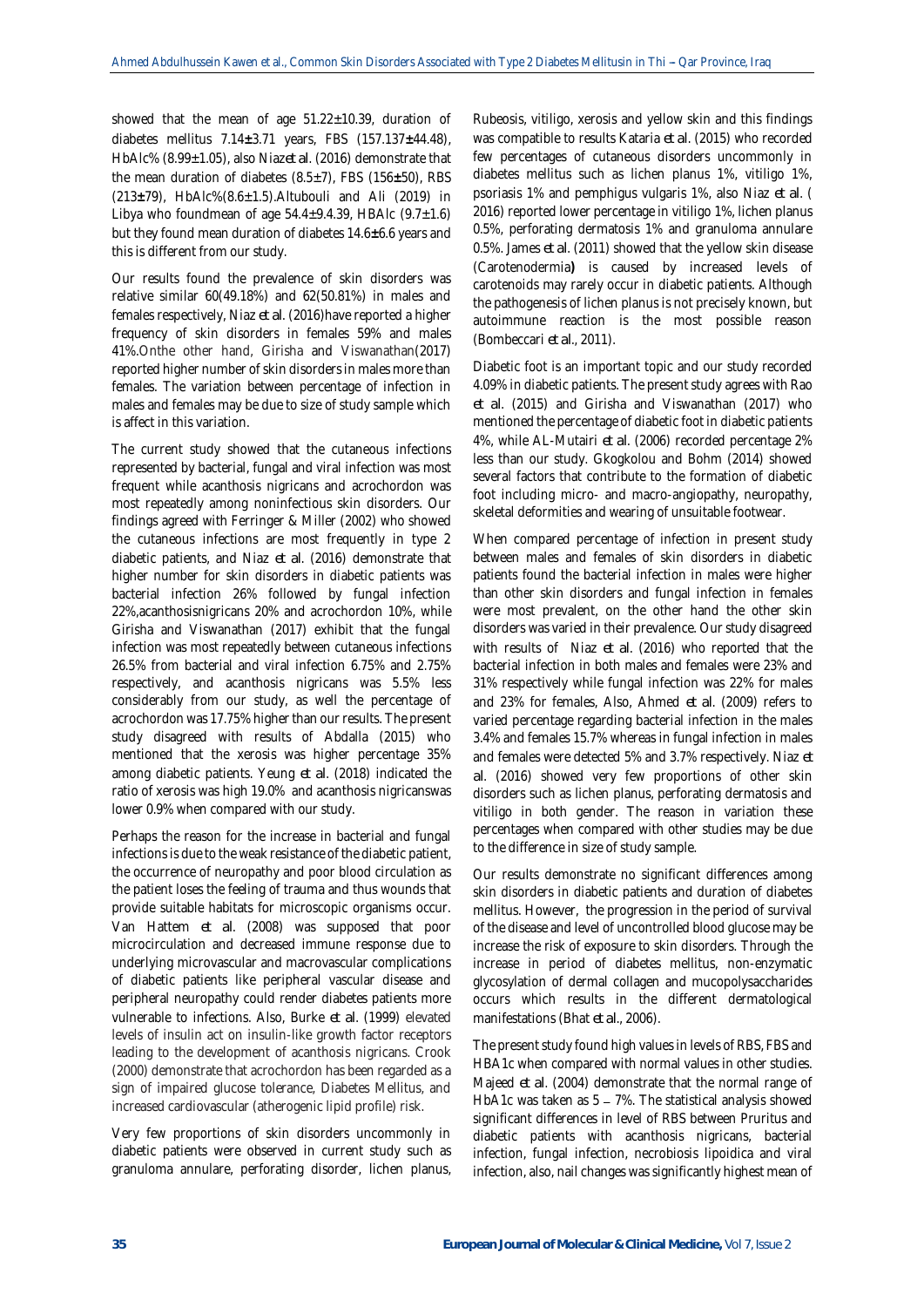showed that the mean of age 51.22±10.39, duration of diabetes mellitus 7.14±3.71 years, FBS (157.137±44.48), HbAlc% (8.99±1.05), also Niaz*et al*. (2016) demonstrate that the mean duration of diabetes (8.5±7), FBS (156±50), RBS (213±79), HbAlc%(8.6±1.5).Altubouli and Ali (2019) in Libya who foundmean of age 54.4±9.4.39, HBAlc (9.7±1.6) but they found mean duration of diabetes 14.6±6.6 years and this is different from our study.

Our results found the prevalence of skin disorders was relative similar 60(49.18%) and 62(50.81%) in males and females respectively, Niaz *et al*. (2016)have reported a higher frequency of skin disorders in females 59% and males 41%.Onthe other hand, Girisha and Viswanathan(2017) reported higher number of skin disorders in males more than females. The variation between percentage of infection in males and females may be due to size of study sample which is affect in this variation.

The current study showed that the cutaneous infections represented by bacterial, fungal and viral infection was most frequent while acanthosis nigricans and acrochordon was most repeatedly among noninfectious skin disorders. Our findings agreed with Ferringer & Miller (2002) who showed the cutaneous infections are most frequently in type 2 diabetic patients, and Niaz *et al*. (2016) demonstrate that higher number for skin disorders in diabetic patients was bacterial infection 26% followed by fungal infection 22%,acanthosisnigricans 20% and acrochordon 10%, while Girisha and Viswanathan (2017) exhibit that the fungal infection was most repeatedly between cutaneous infections 26.5% from bacterial and viral infection 6.75% and 2.75% respectively, and acanthosis nigricans was 5.5% less considerably from our study, as well the percentage of acrochordon was 17.75% higher than our results. The present study disagreed with results of Abdalla (2015) who mentioned that the xerosis was higher percentage 35% among diabetic patients. Yeung *et al*. (2018) indicated the ratio of xerosis was high 19.0% and acanthosis nigricanswas lower 0.9% when compared with our study.

Perhaps the reason for the increase in bacterial and fungal infections is due to the weak resistance of the diabetic patient, the occurrence of neuropathy and poor blood circulation as the patient loses the feeling of trauma and thus wounds that provide suitable habitats for microscopic organisms occur. Van Hattem *et al*. (2008) was supposed that poor microcirculation and decreased immune response due to underlying microvascular and macrovascular complications of diabetic patients like peripheral vascular disease and peripheral neuropathy could render diabetes patients more vulnerable to infections. Also, Burke *et al*. (1999) elevated levels of insulin act on insulin-like growth factor receptors leading to the development of acanthosis nigricans. Crook (2000) demonstrate that acrochordon has been regarded as a sign of impaired glucose tolerance, Diabetes Mellitus, and increased cardiovascular (atherogenic lipid profile) risk.

Very few proportions of skin disorders uncommonly in diabetic patients were observed in current study such as granuloma annulare, perforating disorder, lichen planus, Rubeosis, vitiligo, xerosis and yellow skin and this findings was compatible to results Kataria *et al*. (2015) who recorded few percentages of cutaneous disorders uncommonly in diabetes mellitus such as lichen planus 1%, vitiligo 1%, psoriasis 1% and pemphigus vulgaris 1%, also Niaz *et al*. ( 2016) reported lower percentage in vitiligo 1%, lichen planus 0.5%, perforating dermatosis 1% and granuloma annulare 0.5%. James *et al*. (2011) showed that the yellow skin disease (Carotenodermia**)** is caused by increased levels of carotenoids may rarely occur in diabetic patients. Although the pathogenesis of lichen planus is not precisely known, but autoimmune reaction is the most possible reason (Bombeccari *et al*., 2011).

Diabetic foot is an important topic and our study recorded 4.09% in diabetic patients. The present study agrees with Rao *et al*. (2015) and Girisha and Viswanathan (2017) who mentioned the percentage of diabetic foot in diabetic patients 4%, while AL-Mutairi *et al*. (2006) recorded percentage 2% less than our study. Gkogkolou and Bohm (2014) showed several factors that contribute to the formation of diabetic foot including micro- and macro-angiopathy, neuropathy, skeletal deformities and wearing of unsuitable footwear.

When compared percentage of infection in present study between males and females of skin disorders in diabetic patients found the bacterial infection in males were higher than other skin disorders and fungal infection in females were most prevalent, on the other hand the other skin disorders was varied in their prevalence. Our study disagreed with results of Niaz *et al*. (2016) who reported that the bacterial infection in both males and females were 23% and 31% respectively while fungal infection was 22% for males and 23% for females, Also, Ahmed *et al*. (2009) refers to varied percentage regarding bacterial infection in the males 3.4% and females 15.7% whereas in fungal infection in males and females were detected 5% and 3.7% respectively. Niaz *et al*. (2016) showed very few proportions of other skin disorders such as lichen planus, perforating dermatosis and vitiligo in both gender. The reason in variation these percentages when compared with other studies may be due to the difference in size of study sample.

Our results demonstrate no significant differences among skin disorders in diabetic patients and duration of diabetes mellitus. However, the progression in the period of survival of the disease and level of uncontrolled blood glucose may be increase the risk of exposure to skin disorders. Through the increase in period of diabetes mellitus, non-enzymatic glycosylation of dermal collagen and mucopolysaccharides occurs which results in the different dermatological manifestations (Bhat *et al*., 2006).

The present study found high values in levels of RBS, FBS and HBA1c when compared with normal values in other studies. Majeed *et al*. (2004) demonstrate that the normal range of HbA1c was taken as 5 – 7%. The statistical analysis showed significant differences in level of RBS between Pruritus and diabetic patients with acanthosis nigricans, bacterial infection, fungal infection, necrobiosis lipoidica and viral infection, also, nail changes was significantly highest mean of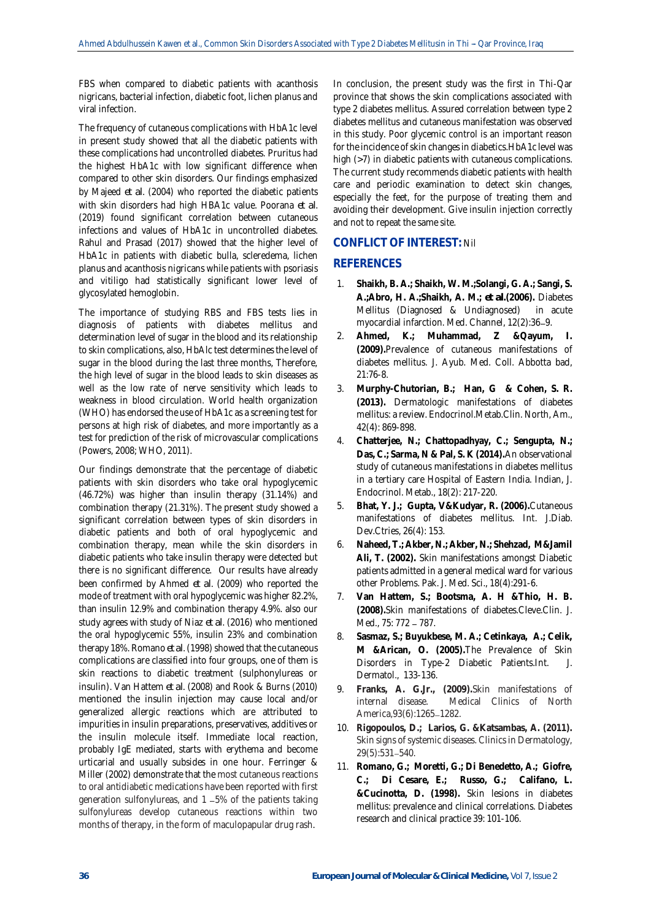FBS when compared to diabetic patients with acanthosis nigricans, bacterial infection, diabetic foot, lichen planus and viral infection.

The frequency of cutaneous complications with HbA1c level in present study showed that all the diabetic patients with these complications had uncontrolled diabetes. Pruritus had the highest HbA1c with low significant difference when compared to other skin disorders. Our findings emphasized by Majeed *et al*. (2004) who reported the diabetic patients with skin disorders had high HBA1c value. Poorana *et al*. (2019) found significant correlation between cutaneous infections and values of HbA1c in uncontrolled diabetes. Rahul and Prasad (2017) showed that the higher level of HbA1c in patients with diabetic bulla, scleredema, lichen planus and acanthosis nigricans while patients with psoriasis and vitiligo had statistically significant lower level of glycosylated hemoglobin.

The importance of studying RBS and FBS tests lies in diagnosis of patients with diabetes mellitus and determination level of sugar in the blood and its relationship to skin complications, also, HbAlc test determines the level of sugar in the blood during the last three months, Therefore, the high level of sugar in the blood leads to skin diseases as well as the low rate of nerve sensitivity which leads to weakness in blood circulation. World health organization (WHO) has endorsed the use of HbA1c as a screening test for persons at high risk of diabetes, and more importantly as a test for prediction of the risk of microvascular complications (Powers, 2008; WHO, 2011).

Our findings demonstrate that the percentage of diabetic patients with skin disorders who take oral hypoglycemic (46.72%) was higher than insulin therapy (31.14%) and combination therapy (21.31%). The present study showed a significant correlation between types of skin disorders in diabetic patients and both of oral hypoglycemic and combination therapy, mean while the skin disorders in diabetic patients who take insulin therapy were detected but there is no significant difference. Our results have already been confirmed by Ahmed *et al*. (2009) who reported the mode of treatment with oral hypoglycemic was higher 82.2%, than insulin 12.9% and combination therapy 4.9%. also our study agrees with study of Niaz *et al*. (2016) who mentioned the oral hypoglycemic 55%, insulin 23% and combination therapy 18%. Romano *et al*. (1998) showed that the cutaneous complications are classified into four groups, one of them is skin reactions to diabetic treatment (sulphonylureas or insulin). Van Hattem *et al*. (2008) and Rook & Burns (2010) mentioned the insulin injection may cause local and/or generalized allergic reactions which are attributed to impurities in insulin preparations, preservatives, additives or the insulin molecule itself. Immediate local reaction, probably IgE mediated, starts with erythema and become urticarial and usually subsides in one hour. Ferringer & Miller (2002) demonstrate that the most cutaneous reactions to oral antidiabetic medications have been reported with first generation sulfonylureas, and 1 – 5% of the patients taking sulfonylureas develop cutaneous reactions within two months of therapy, in the form of maculopapular drug rash.

In conclusion, the present study was the first in Thi-Qar province that shows the skin complications associated with type 2 diabetes mellitus. Assured correlation between type 2 diabetes mellitus and cutaneous manifestation was observed in this study. Poor glycemic control is an important reason for the incidence of skin changes in diabetics.HbA1c level was high (>7) in diabetic patients with cutaneous complications. The current study recommends diabetic patients with health care and periodic examination to detect skin changes, especially the feet, for the purpose of treating them and avoiding their development. Give insulin injection correctly and not to repeat the same site.

## CONFLICT OF INTEREST: Nil

## REFERENCES

1. **Shaikh, B. A.; Shaikh, W. M.;Solangi, G. A.; Sangi, S. A.;Abro, H. A.;Shaikh, A. M.; *et al*.(2006).** Diabetes Mellitus (Diagnosed & Undiagnosed) in acute myocardial infarction. Med. Channel, 12(2):36–9.
2. **Ahmed, K.; Muhammad, Z &Qayum, I. (2009).**Prevalence of cutaneous manifestations of diabetes mellitus. J. Ayub. Med. Coll. Abbotta bad, 21:76-8.
3. **Murphy-Chutorian, B.; Han, G & Cohen, S. R. (2013).** Dermatologic manifestations of diabetes mellitus: a review. Endocrinol.Metab.Clin. North, Am., 42(4): 869-898.
4. **Chatterjee, N.; Chattopadhyay, C.; Sengupta, N.; Das, C.; Sarma, N & Pal, S. K (2014).**An observational study of cutaneous manifestations in diabetes mellitus in a tertiary care Hospital of Eastern India. Indian, J. Endocrinol. Metab., 18(2): 217-220.
5. **Bhat, Y. J.; Gupta, V&Kudyar, R. (2006).**Cutaneous manifestations of diabetes mellitus. Int. J.Diab. Dev.Ctries, 26(4): 153.
6. **Naheed, T.; Akber, N.; Akber, N.; Shehzad, M&Jamil Ali, T. (2002).** Skin manifestations amongst Diabetic patients admitted in a general medical ward for various other Problems. Pak. J. Med. Sci., 18(4):291-6.
7. **Van Hattem, S.; Bootsma, A. H &Thio, H. B. (2008).**Skin manifestations of diabetes.Cleve.Clin. J. Med., 75: 772 – 787.
8. **Sasmaz, S.; Buyukbese, M. A.; Cetinkaya, A.; Celik, M &Arican, O. (2005).**The Prevalence of Skin Disorders in Type-2 Diabetic Patients.Int. J. Dermatol., 133-136.
9. **Franks, A. G.Jr., (2009).**Skin manifestations of internal disease. Medical Clinics of North America,93(6):1265–1282.
10. **Rigopoulos, D.; Larios, G. &Katsambas, A. (2011).** Skin signs of systemic diseases. Clinics in Dermatology, 29(5):531–540.
11. **Romano, G.; Moretti, G.; Di Benedetto, A.; Giofre, C.; Di Cesare, E.; Russo, G.; Califano, L. &Cucinotta, D. (1998).** Skin lesions in diabetes mellitus: prevalence and clinical correlations. Diabetes research and clinical practice 39: 101-106.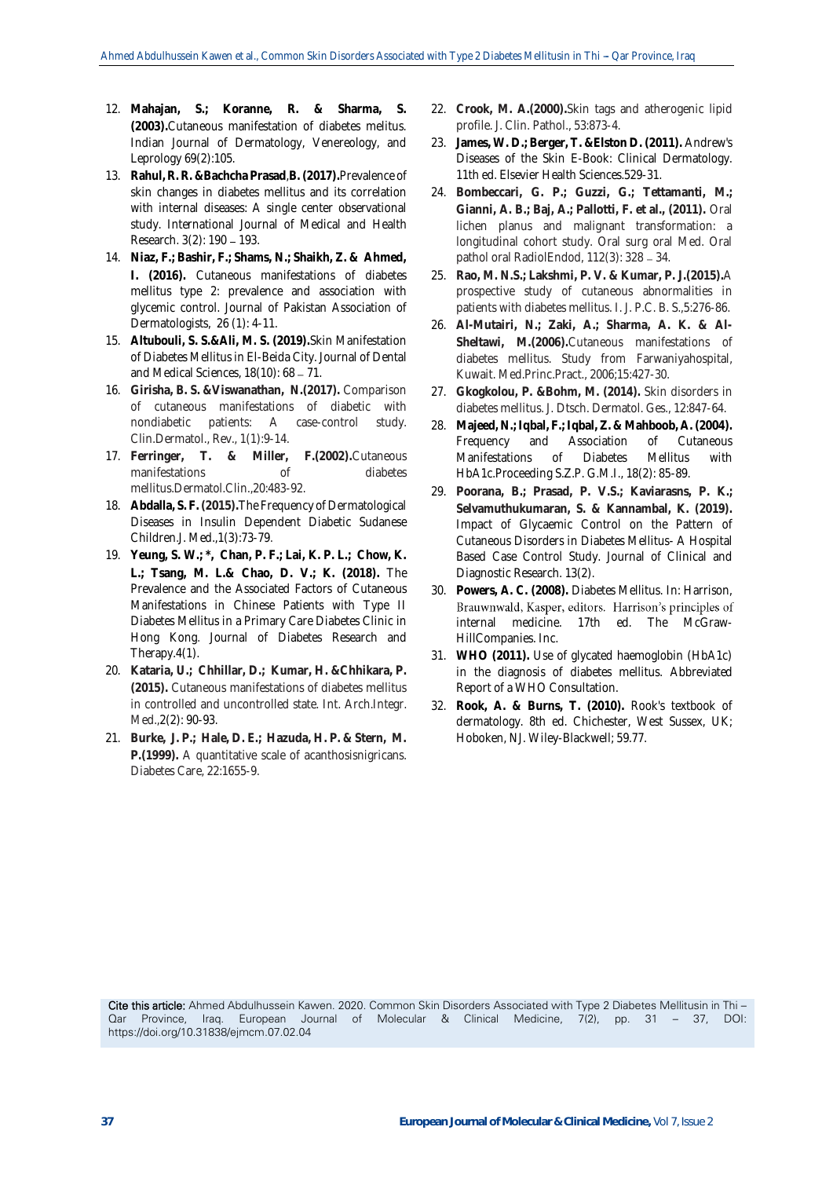12. **Mahajan, S.; Koranne, R. & Sharma, S. (2003).**Cutaneous manifestation of diabetes melitus. Indian Journal of Dermatology, Venereology, and Leprology 69(2):105.
13. **Rahul, R. R. &Bachcha Prasad**,**B. (2017).**Prevalence of skin changes in diabetes mellitus and its correlation with internal diseases: A single center observational study. International Journal of Medical and Health Research. 3(2): 190 – 193.
14. **Niaz, F.; Bashir, F.; Shams, N.; Shaikh, Z. & Ahmed, I. (2016).** Cutaneous manifestations of diabetes mellitus type 2: prevalence and association with glycemic control. Journal of Pakistan Association of Dermatologists, 26 (1): 4-11.
15. **Altubouli, S. S.&Ali, M. S. (2019).**Skin Manifestation of Diabetes Mellitus in El-Beida City. Journal of Dental and Medical Sciences, 18(10): 68 – 71.
16. **Girisha, B. S. &Viswanathan, N.(2017).** Comparison of cutaneous manifestations of diabetic with nondiabetic patients: A case-control study. Clin.Dermatol., Rev., 1(1):9-14.
17. **Ferringer, T. & Miller, F.(2002).**Cutaneous manifestations of diabetes mellitus.Dermatol.Clin.,20:483-92.
18. **Abdalla, S. F. (2015).**The Frequency of Dermatological Diseases in Insulin Dependent Diabetic Sudanese Children.J. Med.,1(3):73-79.
19. **Yeung, S. W.; \*, Chan, P. F.; Lai, K. P. L.; Chow, K. L.; Tsang, M. L.& Chao, D. V.; K. (2018).** The Prevalence and the Associated Factors of Cutaneous Manifestations in Chinese Patients with Type II Diabetes Mellitus in a Primary Care Diabetes Clinic in Hong Kong. Journal of Diabetes Research and Therapy.4(1).
20. **Kataria, U.; Chhillar, D.; Kumar, H. &Chhikara, P. (2015).** Cutaneous manifestations of diabetes mellitus in controlled and uncontrolled state. Int. Arch.Integr. Med.,2(2): 90-93.
21. **Burke, J. P.; Hale, D. E.; Hazuda, H. P. & Stern, M. P.(1999).** A quantitative scale of acanthosisnigricans. Diabetes Care, 22:1655-9.
22. **Crook, M. A.(2000).**Skin tags and atherogenic lipid profile. J. Clin. Pathol., 53:873-4.
23. **James, W. D.; Berger, T. &Elston D. (2011).** Andrew's Diseases of the Skin E-Book: Clinical Dermatology. 11th ed. Elsevier Health Sciences.529-31.
24. **Bombeccari, G. P.; Guzzi, G.; Tettamanti, M.; Gianni, A. B.; Baj, A.; Pallotti, F. et al., (2011).** Oral lichen planus and malignant transformation: a longitudinal cohort study. Oral surg oral Med. Oral pathol oral RadiolEndod, 112(3): 328 – 34.
25. **Rao, M. N.S.; Lakshmi, P. V. & Kumar, P. J.(2015).**A prospective study of cutaneous abnormalities in patients with diabetes mellitus. I. J. P.C. B. S.,5:276-86.
26. **Al-Mutairi, N.; Zaki, A.; Sharma, A. K. & Al-Sheltawi, M.(2006).**Cutaneous manifestations of diabetes mellitus. Study from Farwaniyahospital, Kuwait. Med.Princ.Pract., 2006;15:427-30.
27. **Gkogkolou, P. &Bohm, M. (2014).** Skin disorders in diabetes mellitus. J. Dtsch. Dermatol. Ges., 12:847-64.
28. **Majeed, N.; Iqbal, F.; Iqbal, Z. & Mahboob, A. (2004).** Frequency and Association of Cutaneous Manifestations of Diabetes Mellitus with HbA1c.Proceeding S.Z.P. G.M.I., 18(2): 85-89.
29. **Poorana, B.; Prasad, P. V.S.; Kaviarasns, P. K.; Selvamuthukumaran, S. & Kannambal, K. (2019).** Impact of Glycaemic Control on the Pattern of Cutaneous Disorders in Diabetes Mellitus- A Hospital Based Case Control Study. Journal of Clinical and Diagnostic Research. 13(2).
30. **Powers, A. C. (2008).** Diabetes Mellitus. In: Harrison, Brauwnwald, Kasper, editors. Harrison's principles of internal medicine. 17th ed. The McGraw-HillCompanies. Inc.
31. **WHO (2011).** Use of glycated haemoglobin (HbA1c) in the diagnosis of diabetes mellitus. Abbreviated Report of a WHO Consultation.
32. **Rook, A. & Burns, T. (2010).** Rook's textbook of dermatology. 8th ed. Chichester, West Sussex, UK; Hoboken, NJ. Wiley-Blackwell; 59.77.

**Cite this article:** Ahmed Abdulhussein Kawen. 2020. Common Skin Disorders Associated with Type 2 Diabetes Mellitusin in Thi – Qar Province, Iraq. European Journal of Molecular & Clinical Medicine, 7(2), pp. 31 – 37, DOI: https://doi.org/10.31838/ejmcm.07.02.04